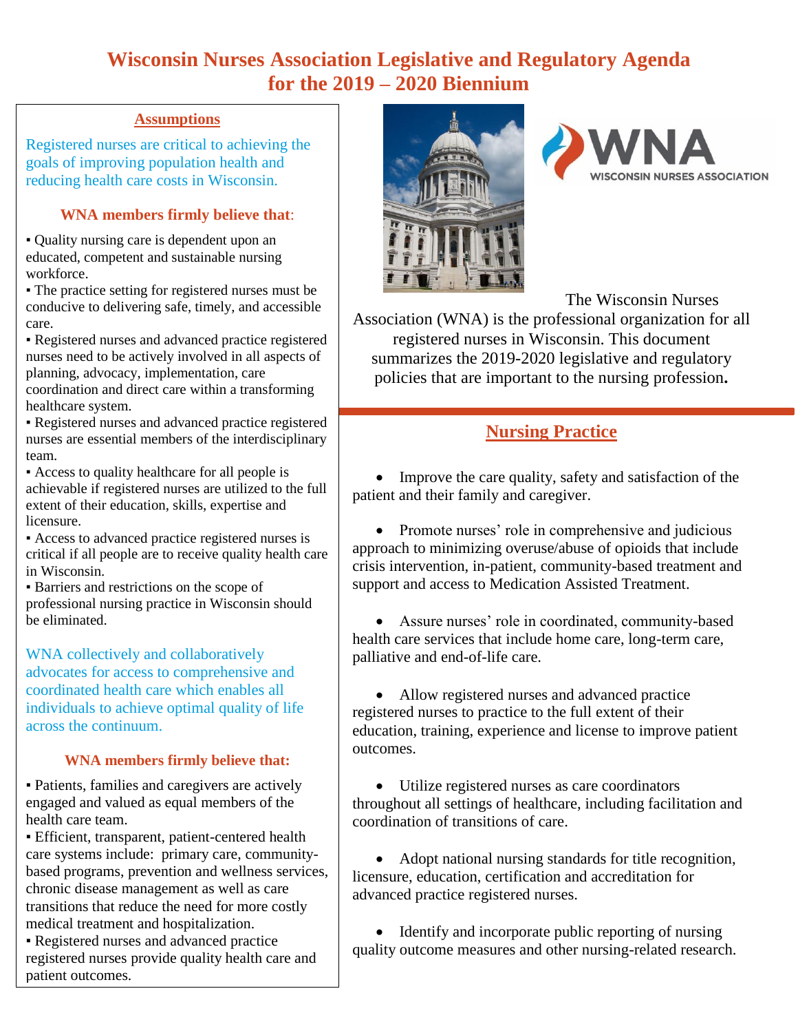# Wisconsin Nurses Association Legislative and Regulatory Agenda for the 2019 – 2020 Biennium

## Assumptions

Registered nurses are critical to achieving the goals of improving population health and reducing health care costs in Wisconsin.

### WNA members firmly believe that:

- Quality nursing care is dependent upon an educated, competent and sustainable nursing workforce.
- The practice setting for registered nurses must be conducive to delivering safe, timely, and accessible care.
- Registered nurses and advanced practice registered nurses need to be actively involved in all aspects of planning, advocacy, implementation, care coordination and direct care within a transforming healthcare system.
- Registered nurses and advanced practice registered nurses are essential members of the interdisciplinary team.
- Access to quality healthcare for all people is achievable if registered nurses are utilized to the full extent of their education, skills, expertise and licensure.
- Access to advanced practice registered nurses is critical if all people are to receive quality health care in Wisconsin.
- Barriers and restrictions on the scope of professional nursing practice in Wisconsin should be eliminated.

WNA collectively and collaboratively advocates for access to comprehensive and coordinated health care which enables all individuals to achieve optimal quality of life across the continuum.

### WNA members firmly believe that:

- Patients, families and caregivers are actively engaged and valued as equal members of the health care team.
- Efficient, transparent, patient-centered health care systems include: primary care, community-based programs, prevention and wellness services, chronic disease management as well as care transitions that reduce the need for more costly medical treatment and hospitalization.
- Registered nurses and advanced practice registered nurses provide quality health care and patient outcomes.

The Wisconsin Nurses Association (WNA) is the professional organization for all registered nurses in Wisconsin. This document summarizes the 2019-2020 legislative and regulatory policies that are important to the nursing profession.

## Nursing Practice

- Improve the care quality, safety and satisfaction of the patient and their family and caregiver.
- Promote nurses' role in comprehensive and judicious approach to minimizing overuse/abuse of opioids that include crisis intervention, in-patient, community-based treatment and support and access to Medication Assisted Treatment.
- Assure nurses' role in coordinated, community-based health care services that include home care, long-term care, palliative and end-of-life care.
- Allow registered nurses and advanced practice registered nurses to practice to the full extent of their education, training, experience and license to improve patient outcomes.
- Utilize registered nurses as care coordinators throughout all settings of healthcare, including facilitation and coordination of transitions of care.
- Adopt national nursing standards for title recognition, licensure, education, certification and accreditation for advanced practice registered nurses.
- Identify and incorporate public reporting of nursing quality outcome measures and other nursing-related research.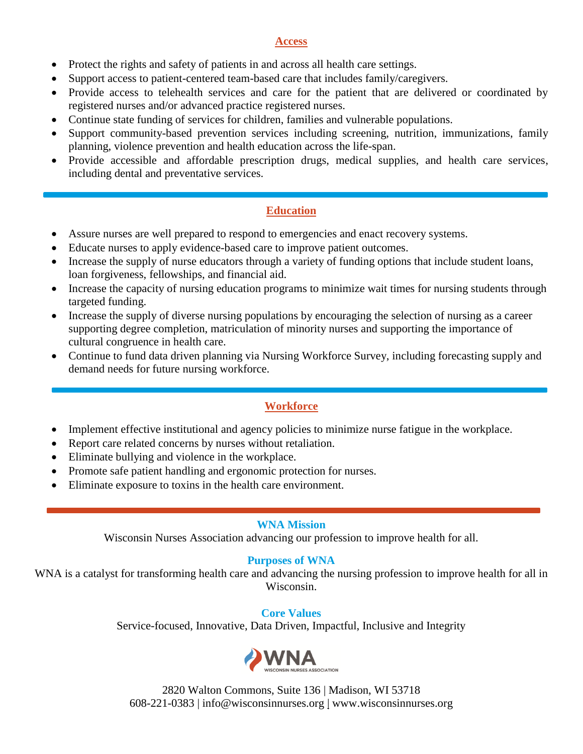## Access

- Protect the rights and safety of patients in and across all health care settings.
- Support access to patient-centered team-based care that includes family/caregivers.
- Provide access to telehealth services and care for the patient that are delivered or coordinated by registered nurses and/or advanced practice registered nurses.
- Continue state funding of services for children, families and vulnerable populations.
- Support community-based prevention services including screening, nutrition, immunizations, family planning, violence prevention and health education across the life-span.
- Provide accessible and affordable prescription drugs, medical supplies, and health care services, including dental and preventative services.

## Education

- Assure nurses are well prepared to respond to emergencies and enact recovery systems.
- Educate nurses to apply evidence-based care to improve patient outcomes.
- Increase the supply of nurse educators through a variety of funding options that include student loans, loan forgiveness, fellowships, and financial aid.
- Increase the capacity of nursing education programs to minimize wait times for nursing students through targeted funding.
- Increase the supply of diverse nursing populations by encouraging the selection of nursing as a career supporting degree completion, matriculation of minority nurses and supporting the importance of cultural congruence in health care.
- Continue to fund data driven planning via Nursing Workforce Survey, including forecasting supply and demand needs for future nursing workforce.

## Workforce

- Implement effective institutional and agency policies to minimize nurse fatigue in the workplace.
- Report care related concerns by nurses without retaliation.
- Eliminate bullying and violence in the workplace.
- Promote safe patient handling and ergonomic protection for nurses.
- Eliminate exposure to toxins in the health care environment.

### WNA Mission

Wisconsin Nurses Association advancing our profession to improve health for all.

### Purposes of WNA

WNA is a catalyst for transforming health care and advancing the nursing profession to improve health for all in Wisconsin.

### Core Values

Service-focused, Innovative, Data Driven, Impactful, Inclusive and Integrity

WNA
WISCONSIN NURSES ASSOCIATION

2820 Walton Commons, Suite 136 | Madison, WI 53718
608-221-0383 | info@wisconsinnurses.org | www.wisconsinnurses.org